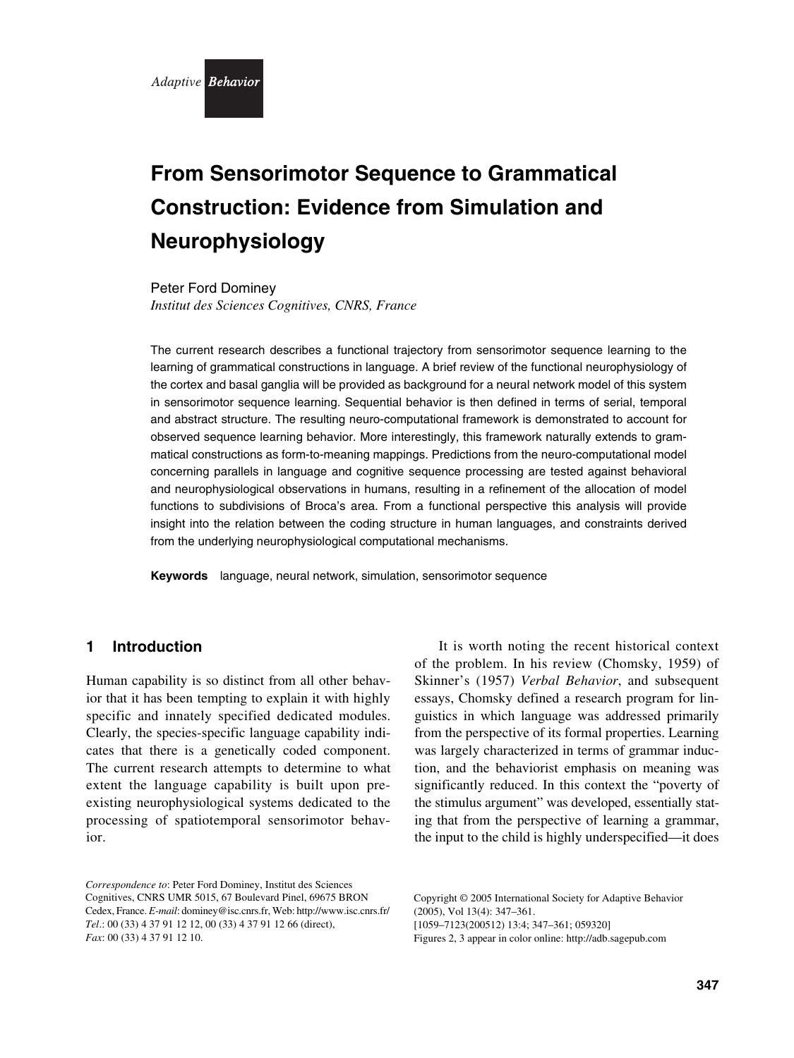# From Sensorimotor Sequence to Grammatical Construction: Evidence from Simulation and Neurophysiology

Peter Ford Dominey
*Institut des Sciences Cognitives, CNRS, France*

The current research describes a functional trajectory from sensorimotor sequence learning to the learning of grammatical constructions in language. A brief review of the functional neurophysiology of the cortex and basal ganglia will be provided as background for a neural network model of this system in sensorimotor sequence learning. Sequential behavior is then defined in terms of serial, temporal and abstract structure. The resulting neuro-computational framework is demonstrated to account for observed sequence learning behavior. More interestingly, this framework naturally extends to grammatical constructions as form-to-meaning mappings. Predictions from the neuro-computational model concerning parallels in language and cognitive sequence processing are tested against behavioral and neurophysiological observations in humans, resulting in a refinement of the allocation of model functions to subdivisions of Broca's area. From a functional perspective this analysis will provide insight into the relation between the coding structure in human languages, and constraints derived from the underlying neurophysiological computational mechanisms.

**Keywords** language, neural network, simulation, sensorimotor sequence

## 1 Introduction

Human capability is so distinct from all other behavior that it has been tempting to explain it with highly specific and innately specified dedicated modules. Clearly, the species-specific language capability indicates that there is a genetically coded component. The current research attempts to determine to what extent the language capability is built upon preexisting neurophysiological systems dedicated to the processing of spatiotemporal sensorimotor behavior.

It is worth noting the recent historical context of the problem. In his review (Chomsky, 1959) of Skinner's (1957) *Verbal Behavior*, and subsequent essays, Chomsky defined a research program for linguistics in which language was addressed primarily from the perspective of its formal properties. Learning was largely characterized in terms of grammar induction, and the behaviorist emphasis on meaning was significantly reduced. In this context the "poverty of the stimulus argument" was developed, essentially stating that from the perspective of learning a grammar, the input to the child is highly underspecified—it does

*Correspondence to*: Peter Ford Dominey, Institut des Sciences Cognitives, CNRS UMR 5015, 67 Boulevard Pinel, 69675 BRON Cedex, France. *E-mail*: dominey@isc.cnrs.fr, Web: http://www.isc.cnrs.fr/ *Tel*.: 00 (33) 4 37 91 12 12, 00 (33) 4 37 91 12 66 (direct), *Fax*: 00 (33) 4 37 91 12 10.

Copyright © 2005 International Society for Adaptive Behavior (2005), Vol 13(4): 347–361.
[1059–7123(200512) 13:4; 347–361; 059320]
Figures 2, 3 appear in color online: http://adb.sagepub.com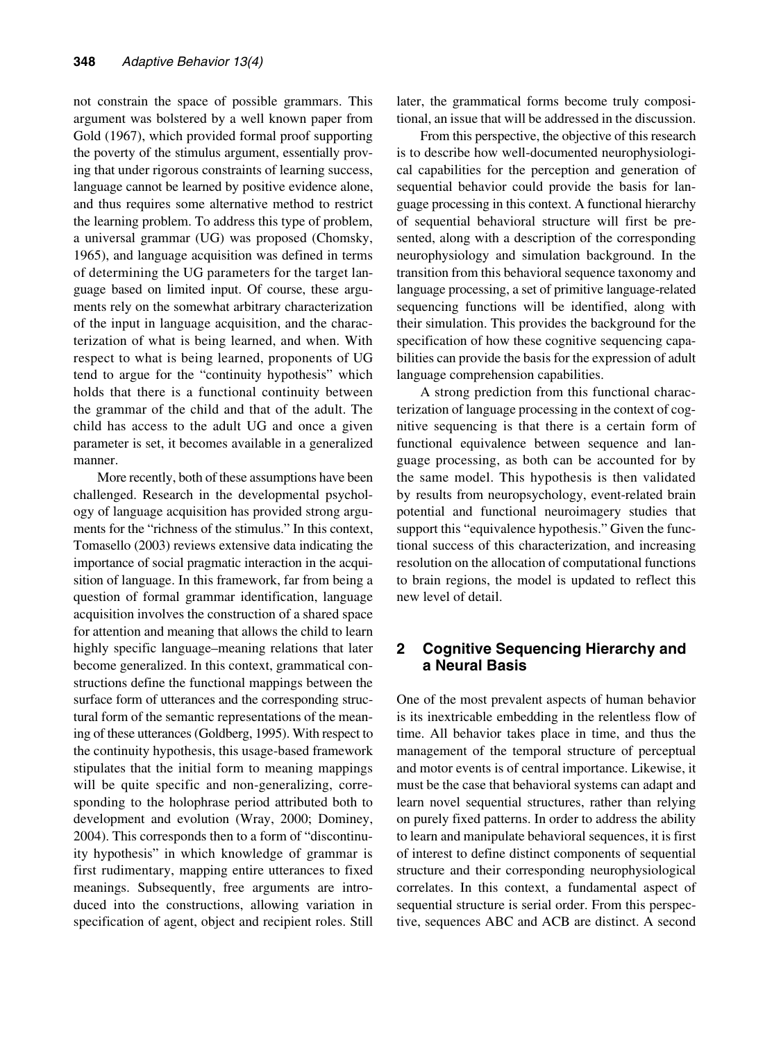not constrain the space of possible grammars. This argument was bolstered by a well known paper from Gold (1967), which provided formal proof supporting the poverty of the stimulus argument, essentially proving that under rigorous constraints of learning success, language cannot be learned by positive evidence alone, and thus requires some alternative method to restrict the learning problem. To address this type of problem, a universal grammar (UG) was proposed (Chomsky, 1965), and language acquisition was defined in terms of determining the UG parameters for the target language based on limited input. Of course, these arguments rely on the somewhat arbitrary characterization of the input in language acquisition, and the characterization of what is being learned, and when. With respect to what is being learned, proponents of UG tend to argue for the "continuity hypothesis" which holds that there is a functional continuity between the grammar of the child and that of the adult. The child has access to the adult UG and once a given parameter is set, it becomes available in a generalized manner.

More recently, both of these assumptions have been challenged. Research in the developmental psychology of language acquisition has provided strong arguments for the "richness of the stimulus." In this context, Tomasello (2003) reviews extensive data indicating the importance of social pragmatic interaction in the acquisition of language. In this framework, far from being a question of formal grammar identification, language acquisition involves the construction of a shared space for attention and meaning that allows the child to learn highly specific language–meaning relations that later become generalized. In this context, grammatical constructions define the functional mappings between the surface form of utterances and the corresponding structural form of the semantic representations of the meaning of these utterances (Goldberg, 1995). With respect to the continuity hypothesis, this usage-based framework stipulates that the initial form to meaning mappings will be quite specific and non-generalizing, corresponding to the holophrase period attributed both to development and evolution (Wray, 2000; Dominey, 2004). This corresponds then to a form of "discontinuity hypothesis" in which knowledge of grammar is first rudimentary, mapping entire utterances to fixed meanings. Subsequently, free arguments are introduced into the constructions, allowing variation in specification of agent, object and recipient roles. Still later, the grammatical forms become truly compositional, an issue that will be addressed in the discussion.

From this perspective, the objective of this research is to describe how well-documented neurophysiological capabilities for the perception and generation of sequential behavior could provide the basis for language processing in this context. A functional hierarchy of sequential behavioral structure will first be presented, along with a description of the corresponding neurophysiology and simulation background. In the transition from this behavioral sequence taxonomy and language processing, a set of primitive language-related sequencing functions will be identified, along with their simulation. This provides the background for the specification of how these cognitive sequencing capabilities can provide the basis for the expression of adult language comprehension capabilities.

A strong prediction from this functional characterization of language processing in the context of cognitive sequencing is that there is a certain form of functional equivalence between sequence and language processing, as both can be accounted for by the same model. This hypothesis is then validated by results from neuropsychology, event-related brain potential and functional neuroimagery studies that support this "equivalence hypothesis." Given the functional success of this characterization, and increasing resolution on the allocation of computational functions to brain regions, the model is updated to reflect this new level of detail.

## 2 Cognitive Sequencing Hierarchy and a Neural Basis

One of the most prevalent aspects of human behavior is its inextricable embedding in the relentless flow of time. All behavior takes place in time, and thus the management of the temporal structure of perceptual and motor events is of central importance. Likewise, it must be the case that behavioral systems can adapt and learn novel sequential structures, rather than relying on purely fixed patterns. In order to address the ability to learn and manipulate behavioral sequences, it is first of interest to define distinct components of sequential structure and their corresponding neurophysiological correlates. In this context, a fundamental aspect of sequential structure is serial order. From this perspective, sequences ABC and ACB are distinct. A second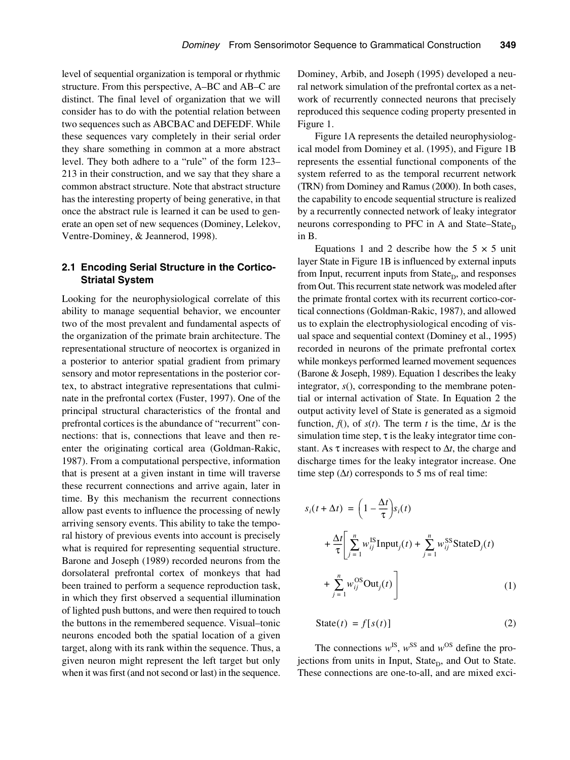level of sequential organization is temporal or rhythmic structure. From this perspective, A–BC and AB–C are distinct. The final level of organization that we will consider has to do with the potential relation between two sequences such as ABCBAC and DEFEDF. While these sequences vary completely in their serial order they share something in common at a more abstract level. They both adhere to a "rule" of the form 123–213 in their construction, and we say that they share a common abstract structure. Note that abstract structure has the interesting property of being generative, in that once the abstract rule is learned it can be used to generate an open set of new sequences (Dominey, Lelekov, Ventre-Dominey, & Jeannerod, 1998).

### 2.1 Encoding Serial Structure in the Cortico-Striatal System

Looking for the neurophysiological correlate of this ability to manage sequential behavior, we encounter two of the most prevalent and fundamental aspects of the organization of the primate brain architecture. The representational structure of neocortex is organized in a posterior to anterior spatial gradient from primary sensory and motor representations in the posterior cortex, to abstract integrative representations that culminate in the prefrontal cortex (Fuster, 1997). One of the principal structural characteristics of the frontal and prefrontal cortices is the abundance of "recurrent" connections: that is, connections that leave and then reenter the originating cortical area (Goldman-Rakic, 1987). From a computational perspective, information that is present at a given instant in time will traverse these recurrent connections and arrive again, later in time. By this mechanism the recurrent connections allow past events to influence the processing of newly arriving sensory events. This ability to take the temporal history of previous events into account is precisely what is required for representing sequential structure. Barone and Joseph (1989) recorded neurons from the dorsolateral prefrontal cortex of monkeys that had been trained to perform a sequence reproduction task, in which they first observed a sequential illumination of lighted push buttons, and were then required to touch the buttons in the remembered sequence. Visual–tonic neurons encoded both the spatial location of a given target, along with its rank within the sequence. Thus, a given neuron might represent the left target but only when it was first (and not second or last) in the sequence. Dominey, Arbib, and Joseph (1995) developed a neural network simulation of the prefrontal cortex as a network of recurrently connected neurons that precisely reproduced this sequence coding property presented in Figure 1.

Figure 1A represents the detailed neurophysiological model from Dominey et al. (1995), and Figure 1B represents the essential functional components of the system referred to as the temporal recurrent network (TRN) from Dominey and Ramus (2000). In both cases, the capability to encode sequential structure is realized by a recurrently connected network of leaky integrator neurons corresponding to PFC in A and State–State$_D$ in B.

Equations 1 and 2 describe how the $5 \times 5$ unit layer State in Figure 1B is influenced by external inputs from Input, recurrent inputs from State$_D$, and responses from Out. This recurrent state network was modeled after the primate frontal cortex with its recurrent cortico-cortical connections (Goldman-Rakic, 1987), and allowed us to explain the electrophysiological encoding of visual space and sequential context (Dominey et al., 1995) recorded in neurons of the primate prefrontal cortex while monkeys performed learned movement sequences (Barone & Joseph, 1989). Equation 1 describes the leaky integrator, $s()$, corresponding to the membrane potential or internal activation of State. In Equation 2 the output activity level of State is generated as a sigmoid function, $f()$, of $s(t)$. The term $t$ is the time, $\Delta t$ is the simulation time step, $\tau$ is the leaky integrator time constant. As $\tau$ increases with respect to $\Delta t$, the charge and discharge times for the leaky integrator increase. One time step ($\Delta t$) corresponds to 5 ms of real time:

$$s_i(t + \Delta t) = \left(1 - \frac{\Delta t}{\tau}\right) s_i(t) + \frac{\Delta t}{\tau}\left[\sum_{j=1}^{n} w_{ij}^{\text{IS}} \text{Input}_j(t) + \sum_{j=1}^{n} w_{ij}^{\text{SS}} \text{StateD}_j(t) + \sum_{j=1}^{n} w_{ij}^{\text{OS}} \text{Out}_j(t)\right] \tag{1}$$

$$\text{State}(t) = f[s(t)] \tag{2}$$

The connections $w^{\text{IS}}$, $w^{\text{SS}}$ and $w^{\text{OS}}$ define the projections from units in Input, State$_D$, and Out to State. These connections are one-to-all, and are mixed exci-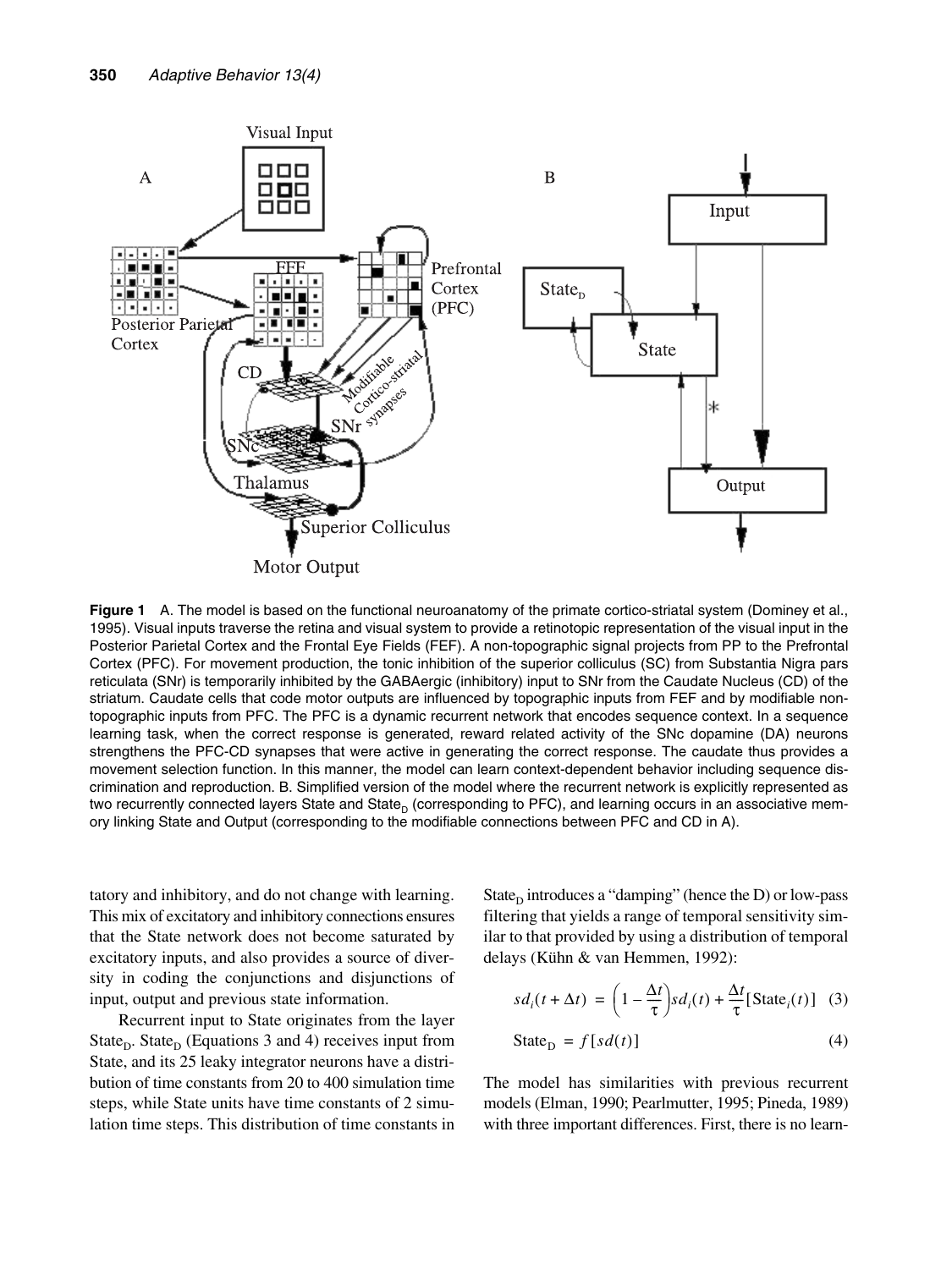**Figure 1** A. The model is based on the functional neuroanatomy of the primate cortico-striatal system (Dominey et al., 1995). Visual inputs traverse the retina and visual system to provide a retinotopic representation of the visual input in the Posterior Parietal Cortex and the Frontal Eye Fields (FEF). A non-topographic signal projects from PP to the Prefrontal Cortex (PFC). For movement production, the tonic inhibition of the superior colliculus (SC) from Substantia Nigra pars reticulata (SNr) is temporarily inhibited by the GABAergic (inhibitory) input to SNr from the Caudate Nucleus (CD) of the striatum. Caudate cells that code motor outputs are influenced by topographic inputs from FEF and by modifiable non-topographic inputs from PFC. The PFC is a dynamic recurrent network that encodes sequence context. In a sequence learning task, when the correct response is generated, reward related activity of the SNc dopamine (DA) neurons strengthens the PFC-CD synapses that were active in generating the correct response. The caudate thus provides a movement selection function. In this manner, the model can learn context-dependent behavior including sequence discrimination and reproduction. B. Simplified version of the model where the recurrent network is explicitly represented as two recurrently connected layers State and $\text{State}_D$ (corresponding to PFC), and learning occurs in an associative memory linking State and Output (corresponding to the modifiable connections between PFC and CD in A).

tatory and inhibitory, and do not change with learning. This mix of excitatory and inhibitory connections ensures that the State network does not become saturated by excitatory inputs, and also provides a source of diversity in coding the conjunctions and disjunctions of input, output and previous state information.

Recurrent input to State originates from the layer $\text{State}_D$. $\text{State}_D$ (Equations 3 and 4) receives input from State, and its 25 leaky integrator neurons have a distribution of time constants from 20 to 400 simulation time steps, while State units have time constants of 2 simulation time steps. This distribution of time constants in $\text{State}_D$ introduces a "damping" (hence the D) or low-pass filtering that yields a range of temporal sensitivity similar to that provided by using a distribution of temporal delays (Kühn & van Hemmen, 1992):

$$sd_i(t + \Delta t) = \left(1 - \frac{\Delta t}{\tau}\right) sd_i(t) + \frac{\Delta t}{\tau}[\text{State}_i(t)] \quad (3)$$

$$\text{State}_D = f[sd(t)] \quad (4)$$

The model has similarities with previous recurrent models (Elman, 1990; Pearlmutter, 1995; Pineda, 1989) with three important differences. First, there is no learn-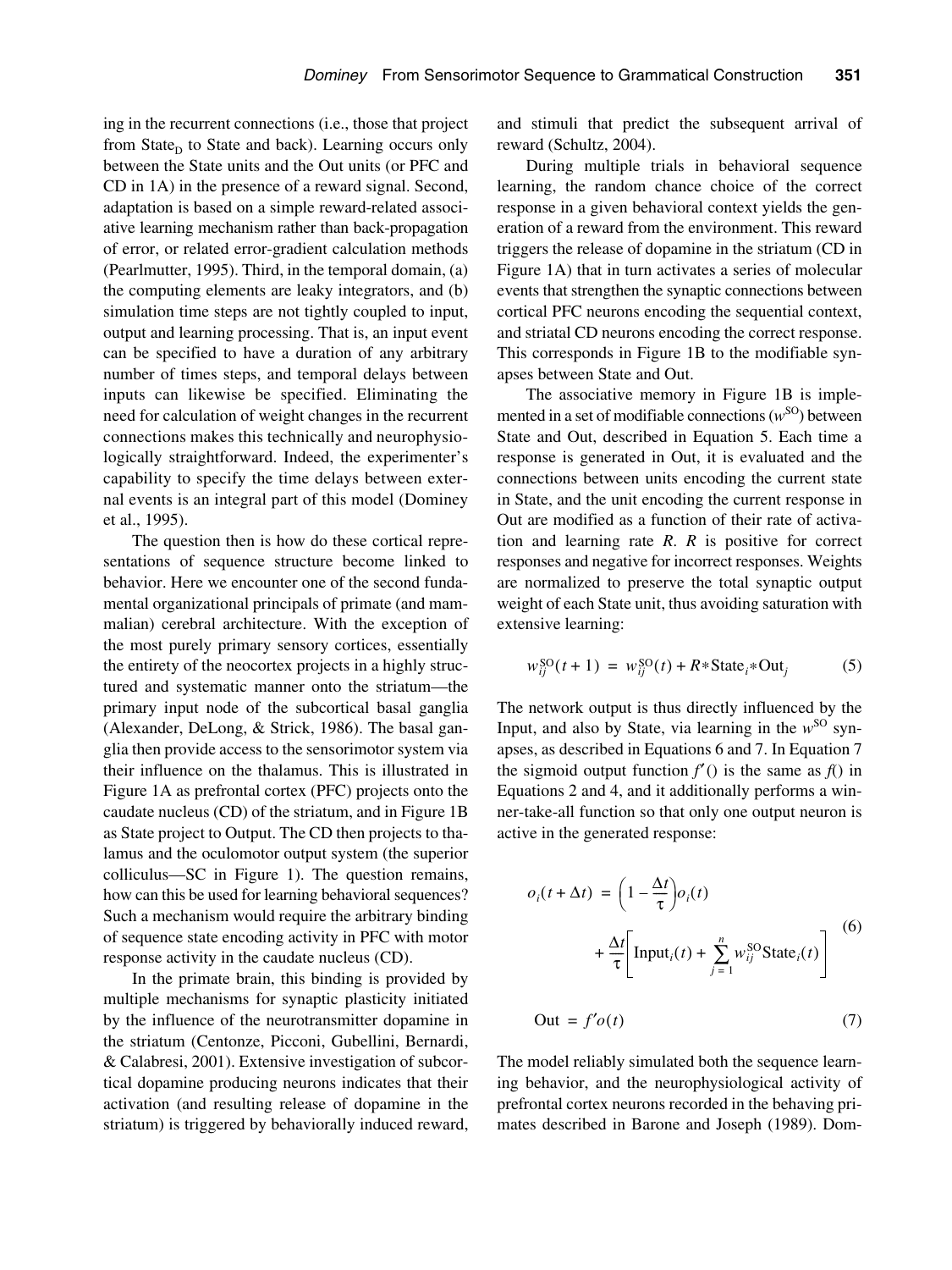ing in the recurrent connections (i.e., those that project from $\text{State}_D$ to State and back). Learning occurs only between the State units and the Out units (or PFC and CD in 1A) in the presence of a reward signal. Second, adaptation is based on a simple reward-related associative learning mechanism rather than back-propagation of error, or related error-gradient calculation methods (Pearlmutter, 1995). Third, in the temporal domain, (a) the computing elements are leaky integrators, and (b) simulation time steps are not tightly coupled to input, output and learning processing. That is, an input event can be specified to have a duration of any arbitrary number of times steps, and temporal delays between inputs can likewise be specified. Eliminating the need for calculation of weight changes in the recurrent connections makes this technically and neurophysiologically straightforward. Indeed, the experimenter's capability to specify the time delays between external events is an integral part of this model (Dominey et al., 1995).

The question then is how do these cortical representations of sequence structure become linked to behavior. Here we encounter one of the second fundamental organizational principals of primate (and mammalian) cerebral architecture. With the exception of the most purely primary sensory cortices, essentially the entirety of the neocortex projects in a highly structured and systematic manner onto the striatum—the primary input node of the subcortical basal ganglia (Alexander, DeLong, & Strick, 1986). The basal ganglia then provide access to the sensorimotor system via their influence on the thalamus. This is illustrated in Figure 1A as prefrontal cortex (PFC) projects onto the caudate nucleus (CD) of the striatum, and in Figure 1B as State project to Output. The CD then projects to thalamus and the oculomotor output system (the superior colliculus—SC in Figure 1). The question remains, how can this be used for learning behavioral sequences? Such a mechanism would require the arbitrary binding of sequence state encoding activity in PFC with motor response activity in the caudate nucleus (CD).

In the primate brain, this binding is provided by multiple mechanisms for synaptic plasticity initiated by the influence of the neurotransmitter dopamine in the striatum (Centonze, Picconi, Gubellini, Bernardi, & Calabresi, 2001). Extensive investigation of subcortical dopamine producing neurons indicates that their activation (and resulting release of dopamine in the striatum) is triggered by behaviorally induced reward, and stimuli that predict the subsequent arrival of reward (Schultz, 2004).

During multiple trials in behavioral sequence learning, the random chance choice of the correct response in a given behavioral context yields the generation of a reward from the environment. This reward triggers the release of dopamine in the striatum (CD in Figure 1A) that in turn activates a series of molecular events that strengthen the synaptic connections between cortical PFC neurons encoding the sequential context, and striatal CD neurons encoding the correct response. This corresponds in Figure 1B to the modifiable synapses between State and Out.

The associative memory in Figure 1B is implemented in a set of modifiable connections ($w^{SO}$) between State and Out, described in Equation 5. Each time a response is generated in Out, it is evaluated and the connections between units encoding the current state in State, and the unit encoding the current response in Out are modified as a function of their rate of activation and learning rate $R$. $R$ is positive for correct responses and negative for incorrect responses. Weights are normalized to preserve the total synaptic output weight of each State unit, thus avoiding saturation with extensive learning:

$$w_{ij}^{SO}(t+1) = w_{ij}^{SO}(t) + R * \text{State}_i * \text{Out}_j \tag{5}$$

The network output is thus directly influenced by the Input, and also by State, via learning in the $w^{SO}$ synapses, as described in Equations 6 and 7. In Equation 7 the sigmoid output function $f'()$ is the same as $f()$ in Equations 2 and 4, and it additionally performs a winner-take-all function so that only one output neuron is active in the generated response:

$$o_i(t+\Delta t) = \left(1 - \frac{\Delta t}{\tau}\right) o_i(t) + \frac{\Delta t}{\tau}\left[\text{Input}_i(t) + \sum_{j=1}^{n} w_{ij}^{SO} \text{State}_i(t)\right] \tag{6}$$

$$\text{Out} = f'o(t) \tag{7}$$

The model reliably simulated both the sequence learning behavior, and the neurophysiological activity of prefrontal cortex neurons recorded in the behaving primates described in Barone and Joseph (1989). Dom-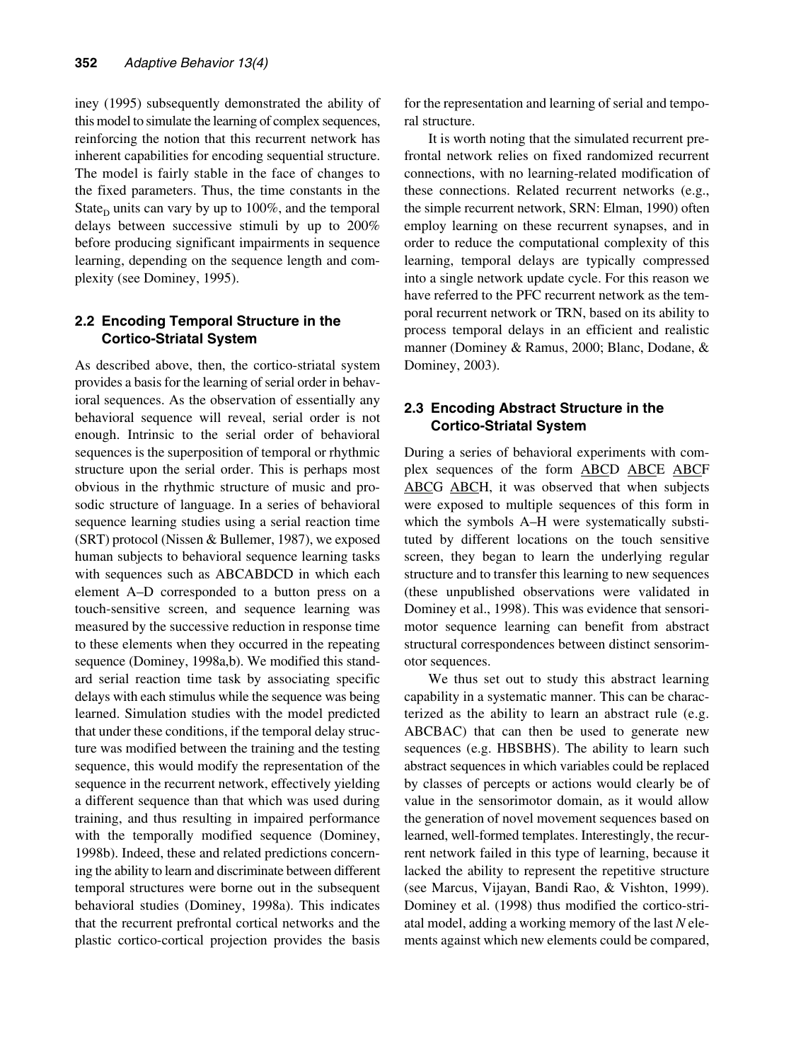iney (1995) subsequently demonstrated the ability of this model to simulate the learning of complex sequences, reinforcing the notion that this recurrent network has inherent capabilities for encoding sequential structure. The model is fairly stable in the face of changes to the fixed parameters. Thus, the time constants in the $State_D$ units can vary by up to 100%, and the temporal delays between successive stimuli by up to 200% before producing significant impairments in sequence learning, depending on the sequence length and complexity (see Dominey, 1995).

### 2.2 Encoding Temporal Structure in the Cortico-Striatal System

As described above, then, the cortico-striatal system provides a basis for the learning of serial order in behavioral sequences. As the observation of essentially any behavioral sequence will reveal, serial order is not enough. Intrinsic to the serial order of behavioral sequences is the superposition of temporal or rhythmic structure upon the serial order. This is perhaps most obvious in the rhythmic structure of music and prosodic structure of language. In a series of behavioral sequence learning studies using a serial reaction time (SRT) protocol (Nissen & Bullemer, 1987), we exposed human subjects to behavioral sequence learning tasks with sequences such as ABCABDCD in which each element A–D corresponded to a button press on a touch-sensitive screen, and sequence learning was measured by the successive reduction in response time to these elements when they occurred in the repeating sequence (Dominey, 1998a,b). We modified this standard serial reaction time task by associating specific delays with each stimulus while the sequence was being learned. Simulation studies with the model predicted that under these conditions, if the temporal delay structure was modified between the training and the testing sequence, this would modify the representation of the sequence in the recurrent network, effectively yielding a different sequence than that which was used during training, and thus resulting in impaired performance with the temporally modified sequence (Dominey, 1998b). Indeed, these and related predictions concerning the ability to learn and discriminate between different temporal structures were borne out in the subsequent behavioral studies (Dominey, 1998a). This indicates that the recurrent prefrontal cortical networks and the plastic cortico-cortical projection provides the basis for the representation and learning of serial and temporal structure.

It is worth noting that the simulated recurrent prefrontal network relies on fixed randomized recurrent connections, with no learning-related modification of these connections. Related recurrent networks (e.g., the simple recurrent network, SRN: Elman, 1990) often employ learning on these recurrent synapses, and in order to reduce the computational complexity of this learning, temporal delays are typically compressed into a single network update cycle. For this reason we have referred to the PFC recurrent network as the temporal recurrent network or TRN, based on its ability to process temporal delays in an efficient and realistic manner (Dominey & Ramus, 2000; Blanc, Dodane, & Dominey, 2003).

### 2.3 Encoding Abstract Structure in the Cortico-Striatal System

During a series of behavioral experiments with complex sequences of the form <u>ABC</u>D <u>ABC</u>E <u>ABC</u>F <u>ABC</u>G <u>ABC</u>H, it was observed that when subjects were exposed to multiple sequences of this form in which the symbols A–H were systematically substituted by different locations on the touch sensitive screen, they began to learn the underlying regular structure and to transfer this learning to new sequences (these unpublished observations were validated in Dominey et al., 1998). This was evidence that sensorimotor sequence learning can benefit from abstract structural correspondences between distinct sensorimotor sequences.

We thus set out to study this abstract learning capability in a systematic manner. This can be characterized as the ability to learn an abstract rule (e.g. ABCBAC) that can then be used to generate new sequences (e.g. HBSBHS). The ability to learn such abstract sequences in which variables could be replaced by classes of percepts or actions would clearly be of value in the sensorimotor domain, as it would allow the generation of novel movement sequences based on learned, well-formed templates. Interestingly, the recurrent network failed in this type of learning, because it lacked the ability to represent the repetitive structure (see Marcus, Vijayan, Bandi Rao, & Vishton, 1999). Dominey et al. (1998) thus modified the cortico-striatal model, adding a working memory of the last *N* elements against which new elements could be compared,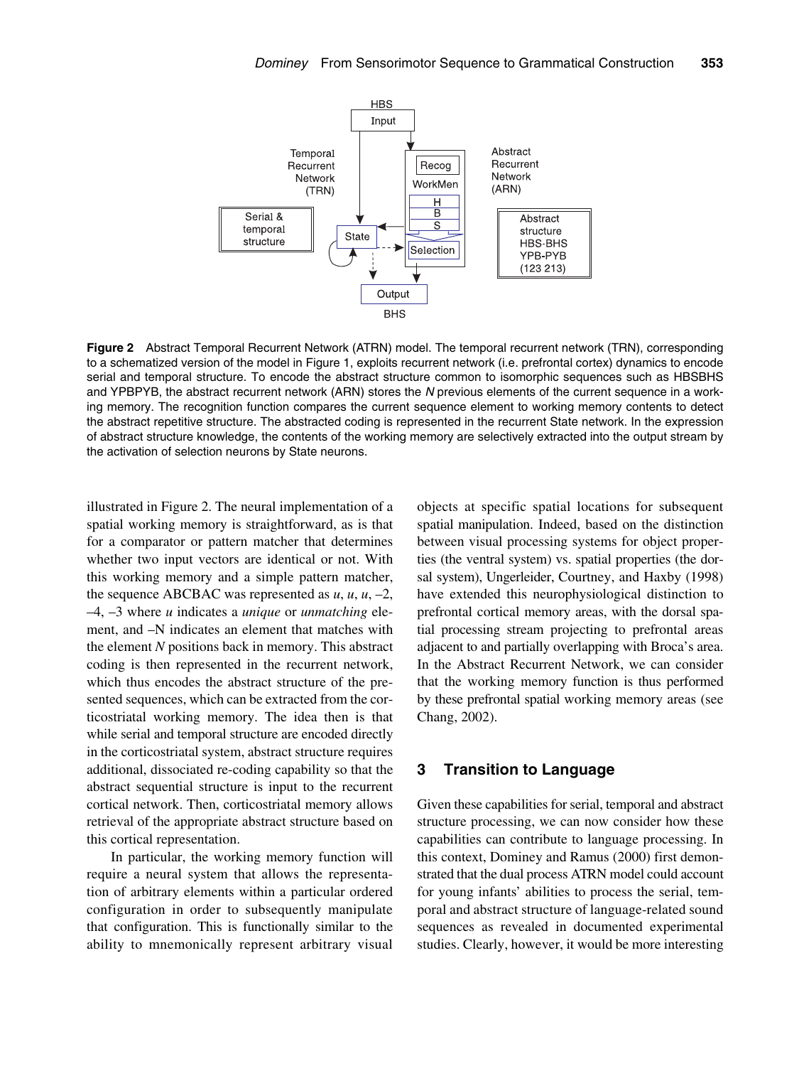**Figure 2** Abstract Temporal Recurrent Network (ATRN) model. The temporal recurrent network (TRN), corresponding to a schematized version of the model in Figure 1, exploits recurrent network (i.e. prefrontal cortex) dynamics to encode serial and temporal structure. To encode the abstract structure common to isomorphic sequences such as HBSBHS and YPBPYB, the abstract recurrent network (ARN) stores the *N* previous elements of the current sequence in a working memory. The recognition function compares the current sequence element to working memory contents to detect the abstract repetitive structure. The abstracted coding is represented in the recurrent State network. In the expression of abstract structure knowledge, the contents of the working memory are selectively extracted into the output stream by the activation of selection neurons by State neurons.

illustrated in Figure 2. The neural implementation of a spatial working memory is straightforward, as is that for a comparator or pattern matcher that determines whether two input vectors are identical or not. With this working memory and a simple pattern matcher, the sequence ABCBAC was represented as *u*, *u*, *u*, –2, –4, –3 where *u* indicates a *unique* or *unmatching* element, and –N indicates an element that matches with the element *N* positions back in memory. This abstract coding is then represented in the recurrent network, which thus encodes the abstract structure of the presented sequences, which can be extracted from the corticostriatal working memory. The idea then is that while serial and temporal structure are encoded directly in the corticostriatal system, abstract structure requires additional, dissociated re-coding capability so that the abstract sequential structure is input to the recurrent cortical network. Then, corticostriatal memory allows retrieval of the appropriate abstract structure based on this cortical representation.

In particular, the working memory function will require a neural system that allows the representation of arbitrary elements within a particular ordered configuration in order to subsequently manipulate that configuration. This is functionally similar to the ability to mnemonically represent arbitrary visual objects at specific spatial locations for subsequent spatial manipulation. Indeed, based on the distinction between visual processing systems for object properties (the ventral system) vs. spatial properties (the dorsal system), Ungerleider, Courtney, and Haxby (1998) have extended this neurophysiological distinction to prefrontal cortical memory areas, with the dorsal spatial processing stream projecting to prefrontal areas adjacent to and partially overlapping with Broca's area. In the Abstract Recurrent Network, we can consider that the working memory function is thus performed by these prefrontal spatial working memory areas (see Chang, 2002).

## 3 Transition to Language

Given these capabilities for serial, temporal and abstract structure processing, we can now consider how these capabilities can contribute to language processing. In this context, Dominey and Ramus (2000) first demonstrated that the dual process ATRN model could account for young infants' abilities to process the serial, temporal and abstract structure of language-related sound sequences as revealed in documented experimental studies. Clearly, however, it would be more interesting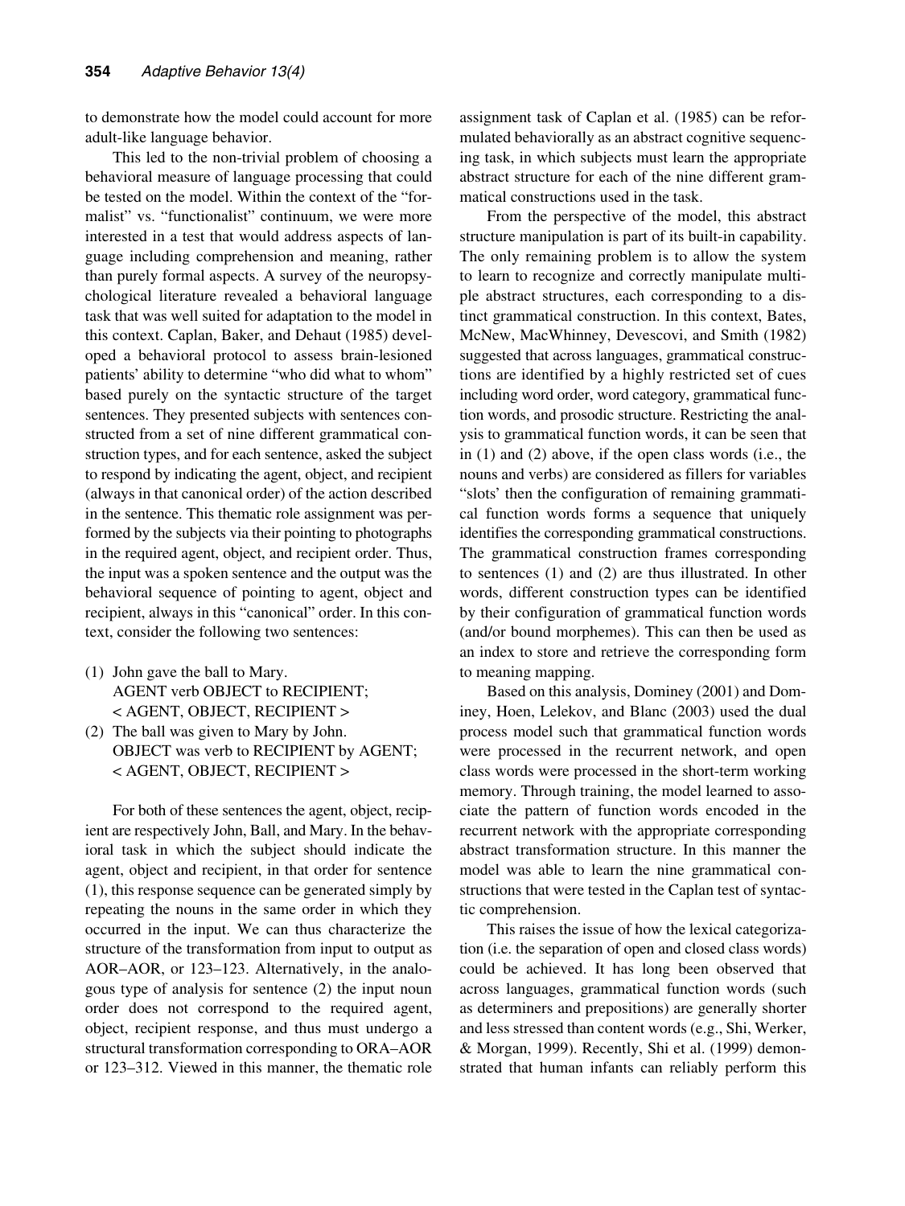to demonstrate how the model could account for more adult-like language behavior.

This led to the non-trivial problem of choosing a behavioral measure of language processing that could be tested on the model. Within the context of the "formalist" vs. "functionalist" continuum, we were more interested in a test that would address aspects of language including comprehension and meaning, rather than purely formal aspects. A survey of the neuropsychological literature revealed a behavioral language task that was well suited for adaptation to the model in this context. Caplan, Baker, and Dehaut (1985) developed a behavioral protocol to assess brain-lesioned patients' ability to determine "who did what to whom" based purely on the syntactic structure of the target sentences. They presented subjects with sentences constructed from a set of nine different grammatical construction types, and for each sentence, asked the subject to respond by indicating the agent, object, and recipient (always in that canonical order) of the action described in the sentence. This thematic role assignment was performed by the subjects via their pointing to photographs in the required agent, object, and recipient order. Thus, the input was a spoken sentence and the output was the behavioral sequence of pointing to agent, object and recipient, always in this "canonical" order. In this context, consider the following two sentences:

(1) John gave the ball to Mary.
AGENT verb OBJECT to RECIPIENT;
< AGENT, OBJECT, RECIPIENT >

(2) The ball was given to Mary by John.
OBJECT was verb to RECIPIENT by AGENT;
< AGENT, OBJECT, RECIPIENT >

For both of these sentences the agent, object, recipient are respectively John, Ball, and Mary. In the behavioral task in which the subject should indicate the agent, object and recipient, in that order for sentence (1), this response sequence can be generated simply by repeating the nouns in the same order in which they occurred in the input. We can thus characterize the structure of the transformation from input to output as AOR–AOR, or 123–123. Alternatively, in the analogous type of analysis for sentence (2) the input noun order does not correspond to the required agent, object, recipient response, and thus must undergo a structural transformation corresponding to ORA–AOR or 123–312. Viewed in this manner, the thematic role assignment task of Caplan et al. (1985) can be reformulated behaviorally as an abstract cognitive sequencing task, in which subjects must learn the appropriate abstract structure for each of the nine different grammatical constructions used in the task.

From the perspective of the model, this abstract structure manipulation is part of its built-in capability. The only remaining problem is to allow the system to learn to recognize and correctly manipulate multiple abstract structures, each corresponding to a distinct grammatical construction. In this context, Bates, McNew, MacWhinney, Devescovi, and Smith (1982) suggested that across languages, grammatical constructions are identified by a highly restricted set of cues including word order, word category, grammatical function words, and prosodic structure. Restricting the analysis to grammatical function words, it can be seen that in (1) and (2) above, if the open class words (i.e., the nouns and verbs) are considered as fillers for variables "slots' then the configuration of remaining grammatical function words forms a sequence that uniquely identifies the corresponding grammatical constructions. The grammatical construction frames corresponding to sentences (1) and (2) are thus illustrated. In other words, different construction types can be identified by their configuration of grammatical function words (and/or bound morphemes). This can then be used as an index to store and retrieve the corresponding form to meaning mapping.

Based on this analysis, Dominey (2001) and Dominey, Hoen, Lelekov, and Blanc (2003) used the dual process model such that grammatical function words were processed in the recurrent network, and open class words were processed in the short-term working memory. Through training, the model learned to associate the pattern of function words encoded in the recurrent network with the appropriate corresponding abstract transformation structure. In this manner the model was able to learn the nine grammatical constructions that were tested in the Caplan test of syntactic comprehension.

This raises the issue of how the lexical categorization (i.e. the separation of open and closed class words) could be achieved. It has long been observed that across languages, grammatical function words (such as determiners and prepositions) are generally shorter and less stressed than content words (e.g., Shi, Werker, & Morgan, 1999). Recently, Shi et al. (1999) demonstrated that human infants can reliably perform this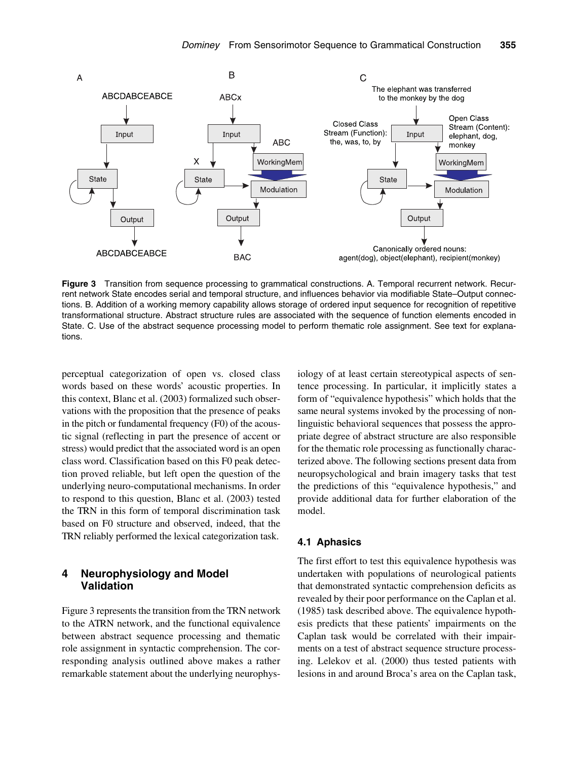**Figure 3** Transition from sequence processing to grammatical constructions. A. Temporal recurrent network. Recurrent network State encodes serial and temporal structure, and influences behavior via modifiable State–Output connections. B. Addition of a working memory capability allows storage of ordered input sequence for recognition of repetitive transformational structure. Abstract structure rules are associated with the sequence of function elements encoded in State. C. Use of the abstract sequence processing model to perform thematic role assignment. See text for explanations.

perceptual categorization of open vs. closed class words based on these words' acoustic properties. In this context, Blanc et al. (2003) formalized such observations with the proposition that the presence of peaks in the pitch or fundamental frequency (F0) of the acoustic signal (reflecting in part the presence of accent or stress) would predict that the associated word is an open class word. Classification based on this F0 peak detection proved reliable, but left open the question of the underlying neuro-computational mechanisms. In order to respond to this question, Blanc et al. (2003) tested the TRN in this form of temporal discrimination task based on F0 structure and observed, indeed, that the TRN reliably performed the lexical categorization task.

## 4 Neurophysiology and Model Validation

Figure 3 represents the transition from the TRN network to the ATRN network, and the functional equivalence between abstract sequence processing and thematic role assignment in syntactic comprehension. The corresponding analysis outlined above makes a rather remarkable statement about the underlying neurophysiology of at least certain stereotypical aspects of sentence processing. In particular, it implicitly states a form of "equivalence hypothesis" which holds that the same neural systems invoked by the processing of non-linguistic behavioral sequences that possess the appropriate degree of abstract structure are also responsible for the thematic role processing as functionally characterized above. The following sections present data from neuropsychological and brain imagery tasks that test the predictions of this "equivalence hypothesis," and provide additional data for further elaboration of the model.

### 4.1 Aphasics

The first effort to test this equivalence hypothesis was undertaken with populations of neurological patients that demonstrated syntactic comprehension deficits as revealed by their poor performance on the Caplan et al. (1985) task described above. The equivalence hypothesis predicts that these patients' impairments on the Caplan task would be correlated with their impairments on a test of abstract sequence structure processing. Lelekov et al. (2000) thus tested patients with lesions in and around Broca's area on the Caplan task,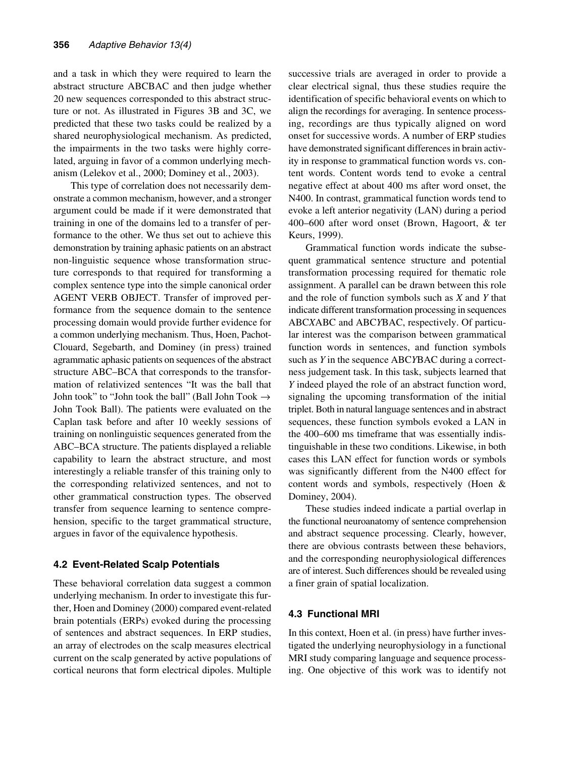and a task in which they were required to learn the abstract structure ABCBAC and then judge whether 20 new sequences corresponded to this abstract structure or not. As illustrated in Figures 3B and 3C, we predicted that these two tasks could be realized by a shared neurophysiological mechanism. As predicted, the impairments in the two tasks were highly correlated, arguing in favor of a common underlying mechanism (Lelekov et al., 2000; Dominey et al., 2003).

This type of correlation does not necessarily demonstrate a common mechanism, however, and a stronger argument could be made if it were demonstrated that training in one of the domains led to a transfer of performance to the other. We thus set out to achieve this demonstration by training aphasic patients on an abstract non-linguistic sequence whose transformation structure corresponds to that required for transforming a complex sentence type into the simple canonical order AGENT VERB OBJECT. Transfer of improved performance from the sequence domain to the sentence processing domain would provide further evidence for a common underlying mechanism. Thus, Hoen, Pachot-Clouard, Segebarth, and Dominey (in press) trained agrammatic aphasic patients on sequences of the abstract structure ABC–BCA that corresponds to the transformation of relativized sentences "It was the ball that John took" to "John took the ball" (Ball John Took → John Took Ball). The patients were evaluated on the Caplan task before and after 10 weekly sessions of training on nonlinguistic sequences generated from the ABC–BCA structure. The patients displayed a reliable capability to learn the abstract structure, and most interestingly a reliable transfer of this training only to the corresponding relativized sentences, and not to other grammatical construction types. The observed transfer from sequence learning to sentence comprehension, specific to the target grammatical structure, argues in favor of the equivalence hypothesis.

### 4.2 Event-Related Scalp Potentials

These behavioral correlation data suggest a common underlying mechanism. In order to investigate this further, Hoen and Dominey (2000) compared event-related brain potentials (ERPs) evoked during the processing of sentences and abstract sequences. In ERP studies, an array of electrodes on the scalp measures electrical current on the scalp generated by active populations of cortical neurons that form electrical dipoles. Multiple successive trials are averaged in order to provide a clear electrical signal, thus these studies require the identification of specific behavioral events on which to align the recordings for averaging. In sentence processing, recordings are thus typically aligned on word onset for successive words. A number of ERP studies have demonstrated significant differences in brain activity in response to grammatical function words vs. content words. Content words tend to evoke a central negative effect at about 400 ms after word onset, the N400. In contrast, grammatical function words tend to evoke a left anterior negativity (LAN) during a period 400–600 after word onset (Brown, Hagoort, & ter Keurs, 1999).

Grammatical function words indicate the subsequent grammatical sentence structure and potential transformation processing required for thematic role assignment. A parallel can be drawn between this role and the role of function symbols such as *X* and *Y* that indicate different transformation processing in sequences ABC*X*ABC and ABC*Y*BAC, respectively. Of particular interest was the comparison between grammatical function words in sentences, and function symbols such as *Y* in the sequence ABC*Y*BAC during a correctness judgement task. In this task, subjects learned that *Y* indeed played the role of an abstract function word, signaling the upcoming transformation of the initial triplet. Both in natural language sentences and in abstract sequences, these function symbols evoked a LAN in the 400–600 ms timeframe that was essentially indistinguishable in these two conditions. Likewise, in both cases this LAN effect for function words or symbols was significantly different from the N400 effect for content words and symbols, respectively (Hoen & Dominey, 2004).

These studies indeed indicate a partial overlap in the functional neuroanatomy of sentence comprehension and abstract sequence processing. Clearly, however, there are obvious contrasts between these behaviors, and the corresponding neurophysiological differences are of interest. Such differences should be revealed using a finer grain of spatial localization.

### 4.3 Functional MRI

In this context, Hoen et al. (in press) have further investigated the underlying neurophysiology in a functional MRI study comparing language and sequence processing. One objective of this work was to identify not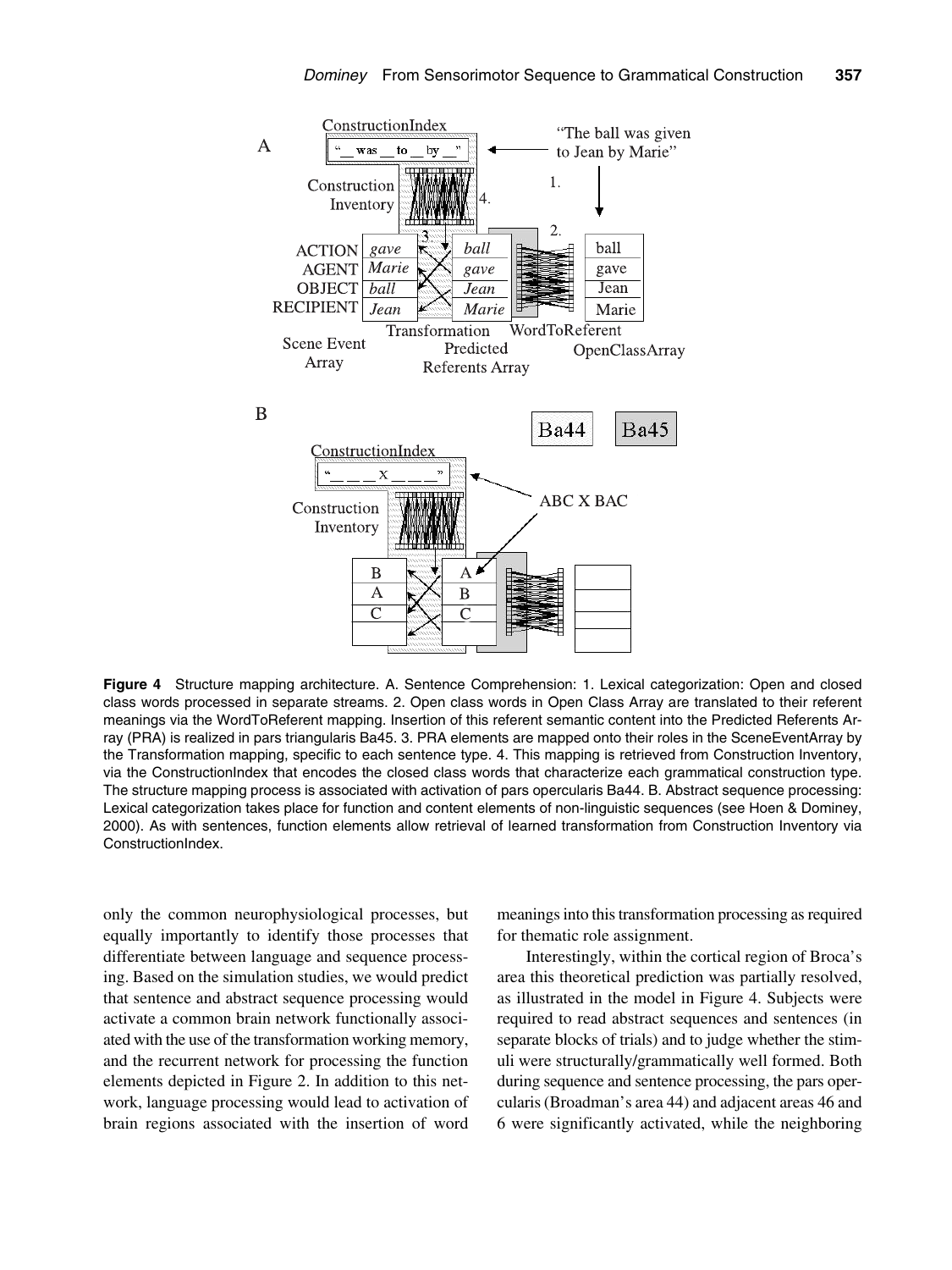**Figure 4** Structure mapping architecture. A. Sentence Comprehension: 1. Lexical categorization: Open and closed class words processed in separate streams. 2. Open class words in Open Class Array are translated to their referent meanings via the WordToReferent mapping. Insertion of this referent semantic content into the Predicted Referents Array (PRA) is realized in pars triangularis Ba45. 3. PRA elements are mapped onto their roles in the SceneEventArray by the Transformation mapping, specific to each sentence type. 4. This mapping is retrieved from Construction Inventory, via the ConstructionIndex that encodes the closed class words that characterize each grammatical construction type. The structure mapping process is associated with activation of pars opercularis Ba44. B. Abstract sequence processing: Lexical categorization takes place for function and content elements of non-linguistic sequences (see Hoen & Dominey, 2000). As with sentences, function elements allow retrieval of learned transformation from Construction Inventory via ConstructionIndex.

only the common neurophysiological processes, but equally importantly to identify those processes that differentiate between language and sequence processing. Based on the simulation studies, we would predict that sentence and abstract sequence processing would activate a common brain network functionally associated with the use of the transformation working memory, and the recurrent network for processing the function elements depicted in Figure 2. In addition to this network, language processing would lead to activation of brain regions associated with the insertion of word meanings into this transformation processing as required for thematic role assignment.

Interestingly, within the cortical region of Broca's area this theoretical prediction was partially resolved, as illustrated in the model in Figure 4. Subjects were required to read abstract sequences and sentences (in separate blocks of trials) and to judge whether the stimuli were structurally/grammatically well formed. Both during sequence and sentence processing, the pars opercularis (Broadman's area 44) and adjacent areas 46 and 6 were significantly activated, while the neighboring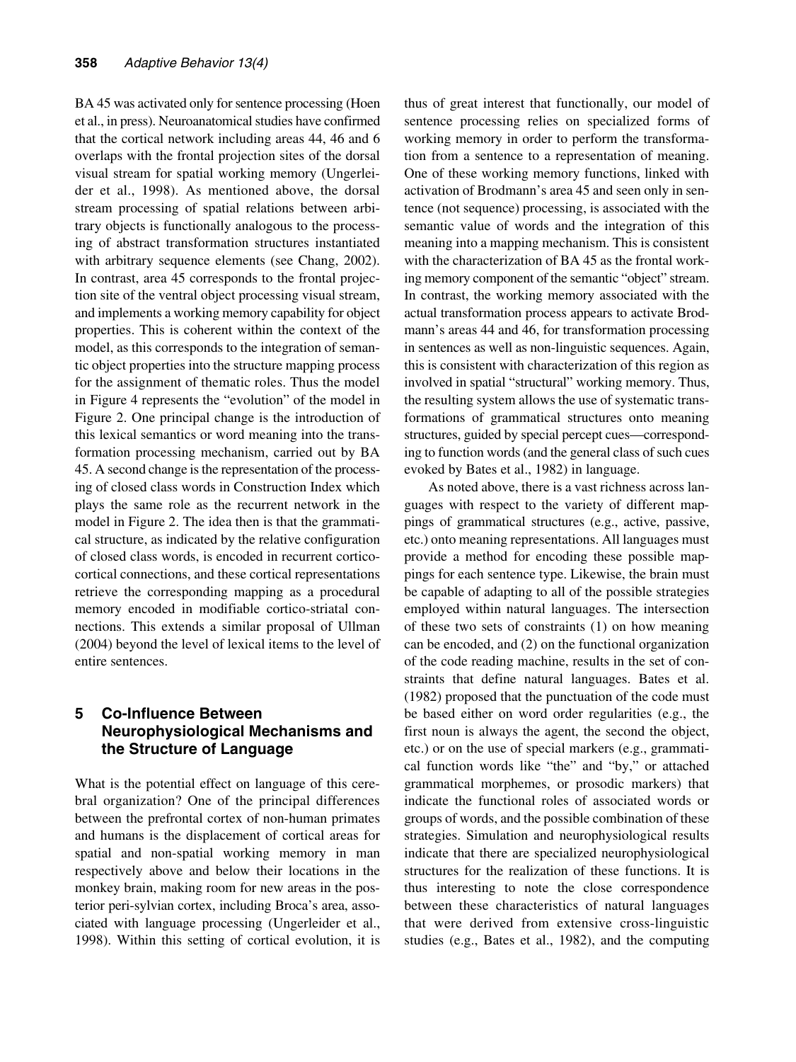BA 45 was activated only for sentence processing (Hoen et al., in press). Neuroanatomical studies have confirmed that the cortical network including areas 44, 46 and 6 overlaps with the frontal projection sites of the dorsal visual stream for spatial working memory (Ungerleider et al., 1998). As mentioned above, the dorsal stream processing of spatial relations between arbitrary objects is functionally analogous to the processing of abstract transformation structures instantiated with arbitrary sequence elements (see Chang, 2002). In contrast, area 45 corresponds to the frontal projection site of the ventral object processing visual stream, and implements a working memory capability for object properties. This is coherent within the context of the model, as this corresponds to the integration of semantic object properties into the structure mapping process for the assignment of thematic roles. Thus the model in Figure 4 represents the "evolution" of the model in Figure 2. One principal change is the introduction of this lexical semantics or word meaning into the transformation processing mechanism, carried out by BA 45. A second change is the representation of the processing of closed class words in Construction Index which plays the same role as the recurrent network in the model in Figure 2. The idea then is that the grammatical structure, as indicated by the relative configuration of closed class words, is encoded in recurrent cortico-cortical connections, and these cortical representations retrieve the corresponding mapping as a procedural memory encoded in modifiable cortico-striatal connections. This extends a similar proposal of Ullman (2004) beyond the level of lexical items to the level of entire sentences.

## 5 Co-Influence Between Neurophysiological Mechanisms and the Structure of Language

What is the potential effect on language of this cerebral organization? One of the principal differences between the prefrontal cortex of non-human primates and humans is the displacement of cortical areas for spatial and non-spatial working memory in man respectively above and below their locations in the monkey brain, making room for new areas in the posterior peri-sylvian cortex, including Broca's area, associated with language processing (Ungerleider et al., 1998). Within this setting of cortical evolution, it is thus of great interest that functionally, our model of sentence processing relies on specialized forms of working memory in order to perform the transformation from a sentence to a representation of meaning. One of these working memory functions, linked with activation of Brodmann's area 45 and seen only in sentence (not sequence) processing, is associated with the semantic value of words and the integration of this meaning into a mapping mechanism. This is consistent with the characterization of BA 45 as the frontal working memory component of the semantic "object" stream. In contrast, the working memory associated with the actual transformation process appears to activate Brodmann's areas 44 and 46, for transformation processing in sentences as well as non-linguistic sequences. Again, this is consistent with characterization of this region as involved in spatial "structural" working memory. Thus, the resulting system allows the use of systematic transformations of grammatical structures onto meaning structures, guided by special percept cues—corresponding to function words (and the general class of such cues evoked by Bates et al., 1982) in language.

As noted above, there is a vast richness across languages with respect to the variety of different mappings of grammatical structures (e.g., active, passive, etc.) onto meaning representations. All languages must provide a method for encoding these possible mappings for each sentence type. Likewise, the brain must be capable of adapting to all of the possible strategies employed within natural languages. The intersection of these two sets of constraints (1) on how meaning can be encoded, and (2) on the functional organization of the code reading machine, results in the set of constraints that define natural languages. Bates et al. (1982) proposed that the punctuation of the code must be based either on word order regularities (e.g., the first noun is always the agent, the second the object, etc.) or on the use of special markers (e.g., grammatical function words like "the" and "by," or attached grammatical morphemes, or prosodic markers) that indicate the functional roles of associated words or groups of words, and the possible combination of these strategies. Simulation and neurophysiological results indicate that there are specialized neurophysiological structures for the realization of these functions. It is thus interesting to note the close correspondence between these characteristics of natural languages that were derived from extensive cross-linguistic studies (e.g., Bates et al., 1982), and the computing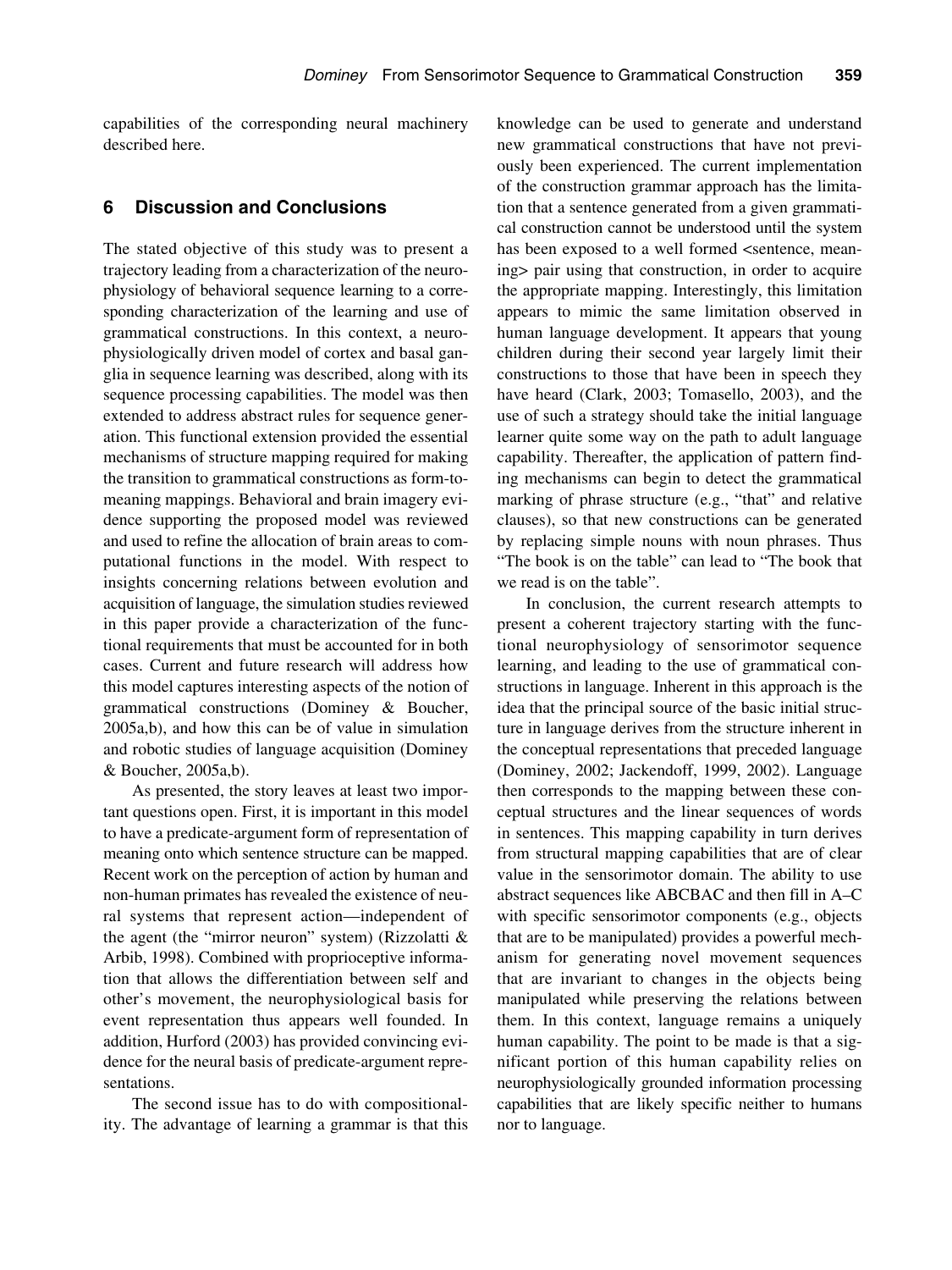capabilities of the corresponding neural machinery described here.

## 6 Discussion and Conclusions

The stated objective of this study was to present a trajectory leading from a characterization of the neurophysiology of behavioral sequence learning to a corresponding characterization of the learning and use of grammatical constructions. In this context, a neurophysiologically driven model of cortex and basal ganglia in sequence learning was described, along with its sequence processing capabilities. The model was then extended to address abstract rules for sequence generation. This functional extension provided the essential mechanisms of structure mapping required for making the transition to grammatical constructions as form-to-meaning mappings. Behavioral and brain imagery evidence supporting the proposed model was reviewed and used to refine the allocation of brain areas to computational functions in the model. With respect to insights concerning relations between evolution and acquisition of language, the simulation studies reviewed in this paper provide a characterization of the functional requirements that must be accounted for in both cases. Current and future research will address how this model captures interesting aspects of the notion of grammatical constructions (Dominey & Boucher, 2005a,b), and how this can be of value in simulation and robotic studies of language acquisition (Dominey & Boucher, 2005a,b).

As presented, the story leaves at least two important questions open. First, it is important in this model to have a predicate-argument form of representation of meaning onto which sentence structure can be mapped. Recent work on the perception of action by human and non-human primates has revealed the existence of neural systems that represent action—independent of the agent (the "mirror neuron" system) (Rizzolatti & Arbib, 1998). Combined with proprioceptive information that allows the differentiation between self and other's movement, the neurophysiological basis for event representation thus appears well founded. In addition, Hurford (2003) has provided convincing evidence for the neural basis of predicate-argument representations.

The second issue has to do with compositionality. The advantage of learning a grammar is that this knowledge can be used to generate and understand new grammatical constructions that have not previously been experienced. The current implementation of the construction grammar approach has the limitation that a sentence generated from a given grammatical construction cannot be understood until the system has been exposed to a well formed <sentence, meaning> pair using that construction, in order to acquire the appropriate mapping. Interestingly, this limitation appears to mimic the same limitation observed in human language development. It appears that young children during their second year largely limit their constructions to those that have been in speech they have heard (Clark, 2003; Tomasello, 2003), and the use of such a strategy should take the initial language learner quite some way on the path to adult language capability. Thereafter, the application of pattern finding mechanisms can begin to detect the grammatical marking of phrase structure (e.g., "that" and relative clauses), so that new constructions can be generated by replacing simple nouns with noun phrases. Thus "The book is on the table" can lead to "The book that we read is on the table".

In conclusion, the current research attempts to present a coherent trajectory starting with the functional neurophysiology of sensorimotor sequence learning, and leading to the use of grammatical constructions in language. Inherent in this approach is the idea that the principal source of the basic initial structure in language derives from the structure inherent in the conceptual representations that preceded language (Dominey, 2002; Jackendoff, 1999, 2002). Language then corresponds to the mapping between these conceptual structures and the linear sequences of words in sentences. This mapping capability in turn derives from structural mapping capabilities that are of clear value in the sensorimotor domain. The ability to use abstract sequences like ABCBAC and then fill in A–C with specific sensorimotor components (e.g., objects that are to be manipulated) provides a powerful mechanism for generating novel movement sequences that are invariant to changes in the objects being manipulated while preserving the relations between them. In this context, language remains a uniquely human capability. The point to be made is that a significant portion of this human capability relies on neurophysiologically grounded information processing capabilities that are likely specific neither to humans nor to language.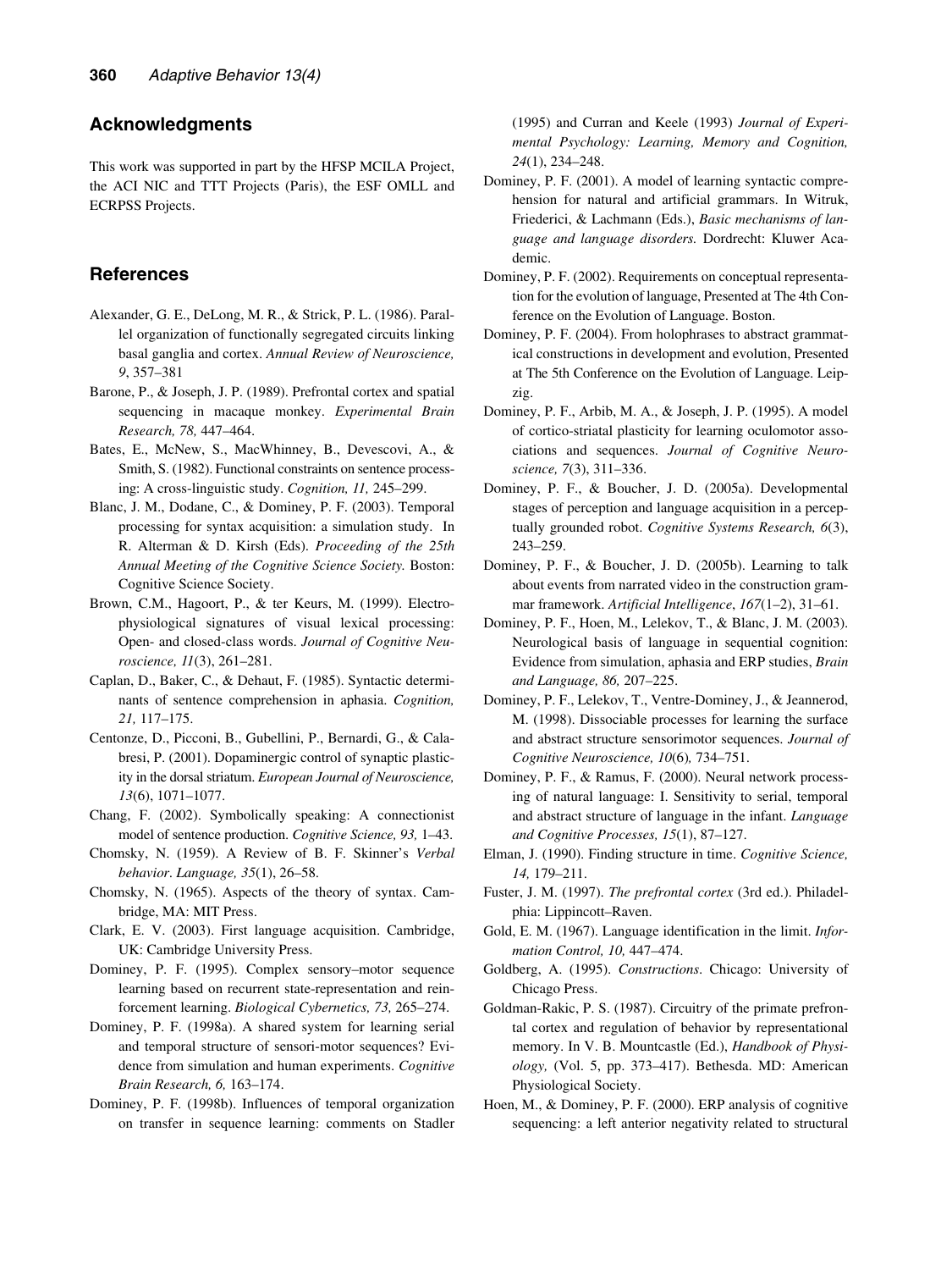## Acknowledgments

This work was supported in part by the HFSP MCILA Project, the ACI NIC and TTT Projects (Paris), the ESF OMLL and ECRPSS Projects.

## References

Alexander, G. E., DeLong, M. R., & Strick, P. L. (1986). Parallel organization of functionally segregated circuits linking basal ganglia and cortex. *Annual Review of Neuroscience, 9*, 357–381

Barone, P., & Joseph, J. P. (1989). Prefrontal cortex and spatial sequencing in macaque monkey. *Experimental Brain Research, 78,* 447–464.

Bates, E., McNew, S., MacWhinney, B., Devescovi, A., & Smith, S. (1982). Functional constraints on sentence processing: A cross-linguistic study. *Cognition, 11,* 245–299.

Blanc, J. M., Dodane, C., & Dominey, P. F. (2003). Temporal processing for syntax acquisition: a simulation study. In R. Alterman & D. Kirsh (Eds). *Proceeding of the 25th Annual Meeting of the Cognitive Science Society.* Boston: Cognitive Science Society.

Brown, C.M., Hagoort, P., & ter Keurs, M. (1999). Electrophysiological signatures of visual lexical processing: Open- and closed-class words. *Journal of Cognitive Neuroscience, 11*(3), 261–281.

Caplan, D., Baker, C., & Dehaut, F. (1985). Syntactic determinants of sentence comprehension in aphasia. *Cognition, 21,* 117–175.

Centonze, D., Picconi, B., Gubellini, P., Bernardi, G., & Calabresi, P. (2001). Dopaminergic control of synaptic plasticity in the dorsal striatum. *European Journal of Neuroscience, 13*(6), 1071–1077.

Chang, F. (2002). Symbolically speaking: A connectionist model of sentence production. *Cognitive Science, 93,* 1–43.

Chomsky, N. (1959). A Review of B. F. Skinner's *Verbal behavior*. *Language, 35*(1), 26–58.

Chomsky, N. (1965). Aspects of the theory of syntax. Cambridge, MA: MIT Press.

Clark, E. V. (2003). First language acquisition. Cambridge, UK: Cambridge University Press.

Dominey, P. F. (1995). Complex sensory–motor sequence learning based on recurrent state-representation and reinforcement learning. *Biological Cybernetics, 73,* 265–274.

Dominey, P. F. (1998a). A shared system for learning serial and temporal structure of sensori-motor sequences? Evidence from simulation and human experiments. *Cognitive Brain Research, 6,* 163–174.

Dominey, P. F. (1998b). Influences of temporal organization on transfer in sequence learning: comments on Stadler (1995) and Curran and Keele (1993) *Journal of Experimental Psychology: Learning, Memory and Cognition, 24*(1), 234–248.

Dominey, P. F. (2001). A model of learning syntactic comprehension for natural and artificial grammars. In Witruk, Friederici, & Lachmann (Eds.), *Basic mechanisms of language and language disorders.* Dordrecht: Kluwer Academic.

Dominey, P. F. (2002). Requirements on conceptual representation for the evolution of language, Presented at The 4th Conference on the Evolution of Language. Boston.

Dominey, P. F. (2004). From holophrases to abstract grammatical constructions in development and evolution, Presented at The 5th Conference on the Evolution of Language. Leipzig.

Dominey, P. F., Arbib, M. A., & Joseph, J. P. (1995). A model of cortico-striatal plasticity for learning oculomotor associations and sequences. *Journal of Cognitive Neuroscience, 7*(3), 311–336.

Dominey, P. F., & Boucher, J. D. (2005a). Developmental stages of perception and language acquisition in a perceptually grounded robot. *Cognitive Systems Research, 6*(3), 243–259.

Dominey, P. F., & Boucher, J. D. (2005b). Learning to talk about events from narrated video in the construction grammar framework. *Artificial Intelligence*, *167*(1–2), 31–61.

Dominey, P. F., Hoen, M., Lelekov, T., & Blanc, J. M. (2003). Neurological basis of language in sequential cognition: Evidence from simulation, aphasia and ERP studies, *Brain and Language, 86,* 207–225.

Dominey, P. F., Lelekov, T., Ventre-Dominey, J., & Jeannerod, M. (1998). Dissociable processes for learning the surface and abstract structure sensorimotor sequences. *Journal of Cognitive Neuroscience, 10*(6)*,* 734–751.

Dominey, P. F., & Ramus, F. (2000). Neural network processing of natural language: I. Sensitivity to serial, temporal and abstract structure of language in the infant. *Language and Cognitive Processes, 15*(1), 87–127.

Elman, J. (1990). Finding structure in time. *Cognitive Science, 14,* 179–211.

Fuster, J. M. (1997). *The prefrontal cortex* (3rd ed.). Philadelphia: Lippincott–Raven.

Gold, E. M. (1967). Language identification in the limit. *Information Control, 10,* 447–474.

Goldberg, A. (1995). *Constructions*. Chicago: University of Chicago Press.

Goldman-Rakic, P. S. (1987). Circuitry of the primate prefrontal cortex and regulation of behavior by representational memory. In V. B. Mountcastle (Ed.), *Handbook of Physiology,* (Vol. 5, pp. 373–417). Bethesda. MD: American Physiological Society.

Hoen, M., & Dominey, P. F. (2000). ERP analysis of cognitive sequencing: a left anterior negativity related to structural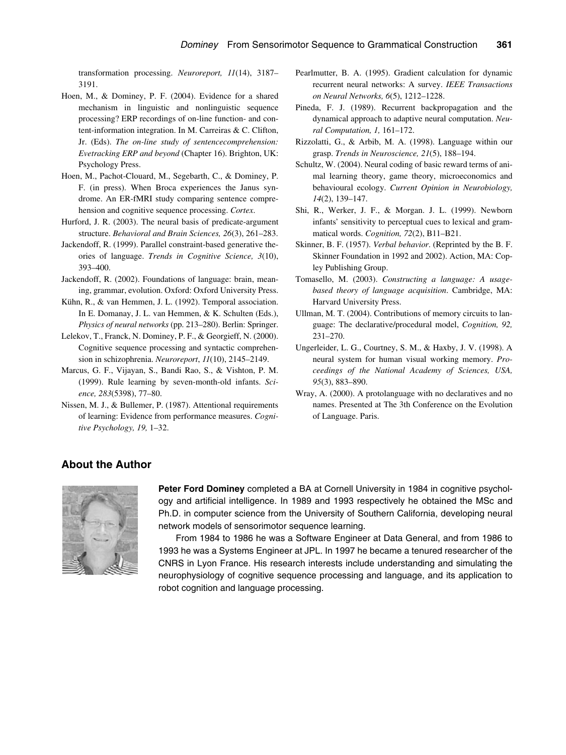transformation processing. *Neuroreport, 11*(14), 3187–3191.

Hoen, M., & Dominey, P. F. (2004). Evidence for a shared mechanism in linguistic and nonlinguistic sequence processing? ERP recordings of on-line function- and content-information integration. In M. Carreiras & C. Clifton, Jr. (Eds). *The on-line study of sentencecomprehension: Evetracking ERP and beyond* (Chapter 16). Brighton, UK: Psychology Press.

Hoen, M., Pachot-Clouard, M., Segebarth, C., & Dominey, P. F. (in press). When Broca experiences the Janus syndrome. An ER-fMRI study comparing sentence comprehension and cognitive sequence processing. *Cortex*.

Hurford, J. R. (2003). The neural basis of predicate-argument structure. *Behavioral and Brain Sciences, 26*(3), 261–283.

Jackendoff, R. (1999). Parallel constraint-based generative theories of language. *Trends in Cognitive Science, 3*(10), 393–400.

Jackendoff, R. (2002). Foundations of language: brain, meaning, grammar, evolution. Oxford: Oxford University Press.

Kühn, R., & van Hemmen, J. L. (1992). Temporal association. In E. Domanay, J. L. van Hemmen, & K. Schulten (Eds.), *Physics of neural networks* (pp. 213–280). Berlin: Springer.

Lelekov, T., Franck, N. Dominey, P. F., & Georgieff, N. (2000). Cognitive sequence processing and syntactic comprehension in schizophrenia. *Neuroreport*, *11*(10), 2145–2149.

Marcus, G. F., Vijayan, S., Bandi Rao, S., & Vishton, P. M. (1999). Rule learning by seven-month-old infants. *Science, 283*(5398), 77–80.

Nissen, M. J., & Bullemer, P. (1987). Attentional requirements of learning: Evidence from performance measures. *Cognitive Psychology, 19,* 1–32.

Pearlmutter, B. A. (1995). Gradient calculation for dynamic recurrent neural networks: A survey. *IEEE Transactions on Neural Networks, 6*(5), 1212–1228.

Pineda, F. J. (1989). Recurrent backpropagation and the dynamical approach to adaptive neural computation. *Neural Computation, 1,* 161–172.

Rizzolatti, G., & Arbib, M. A. (1998). Language within our grasp. *Trends in Neuroscience, 21*(5), 188–194.

Schultz, W. (2004). Neural coding of basic reward terms of animal learning theory, game theory, microeconomics and behavioural ecology. *Current Opinion in Neurobiology, 14*(2), 139–147.

Shi, R., Werker, J. F., & Morgan. J. L. (1999). Newborn infants' sensitivity to perceptual cues to lexical and grammatical words. *Cognition, 72*(2), B11–B21.

Skinner, B. F. (1957). *Verbal behavior*. (Reprinted by the B. F. Skinner Foundation in 1992 and 2002). Action, MA: Copley Publishing Group.

Tomasello, M. (2003). *Constructing a language: A usage-based theory of language acquisition*. Cambridge, MA: Harvard University Press.

Ullman, M. T. (2004). Contributions of memory circuits to language: The declarative/procedural model, *Cognition, 92,* 231–270.

Ungerleider, L. G., Courtney, S. M., & Haxby, J. V. (1998). A neural system for human visual working memory. *Proceedings of the National Academy of Sciences, USA, 95*(3), 883–890.

Wray, A. (2000). A protolanguage with no declaratives and no names. Presented at The 3th Conference on the Evolution of Language. Paris.

## About the Author

**Peter Ford Dominey** completed a BA at Cornell University in 1984 in cognitive psychology and artificial intelligence. In 1989 and 1993 respectively he obtained the MSc and Ph.D. in computer science from the University of Southern California, developing neural network models of sensorimotor sequence learning.

From 1984 to 1986 he was a Software Engineer at Data General, and from 1986 to 1993 he was a Systems Engineer at JPL. In 1997 he became a tenured researcher of the CNRS in Lyon France. His research interests include understanding and simulating the neurophysiology of cognitive sequence processing and language, and its application to robot cognition and language processing.